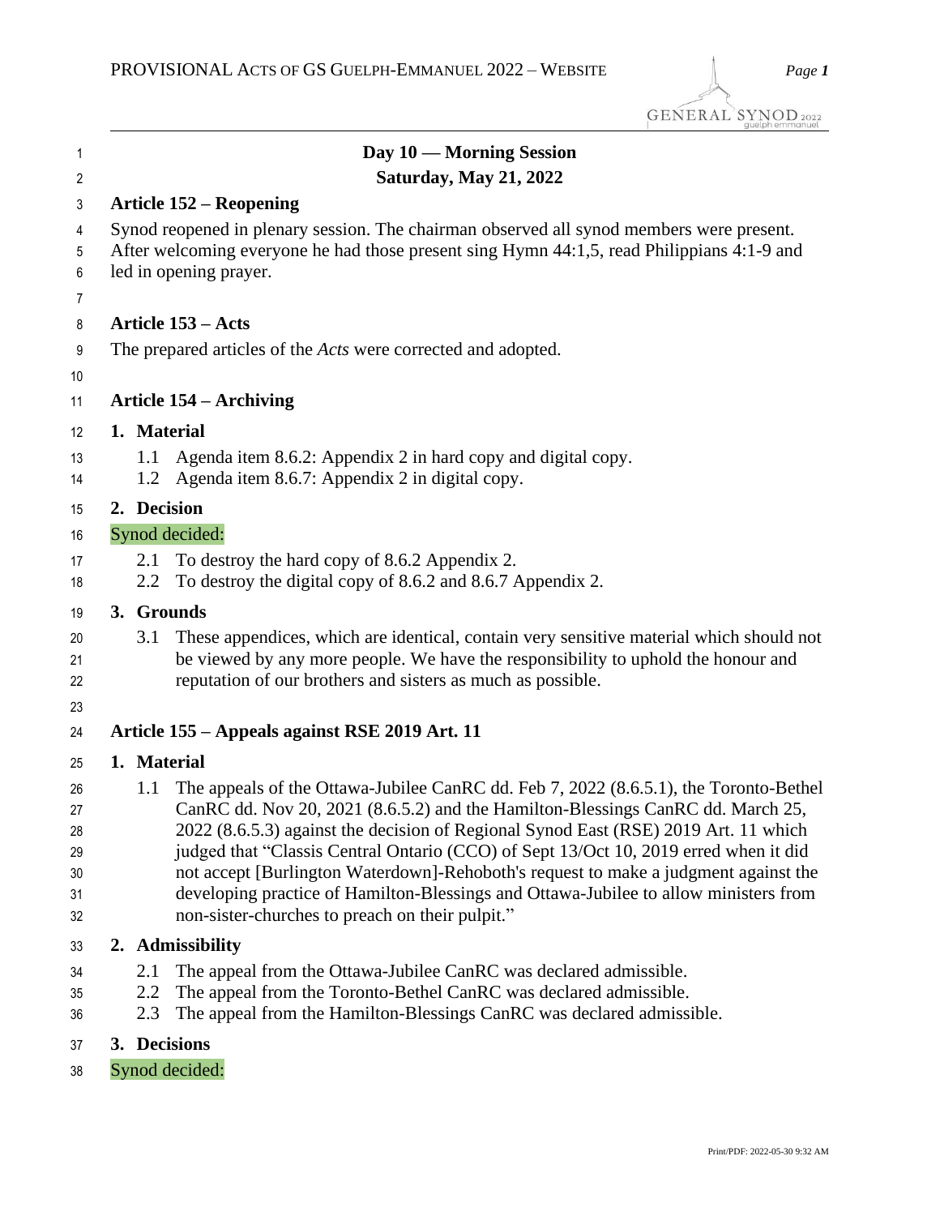# Day 10 — Morning Session
## Saturday, May 21, 2022

### Article 152 – Reopening

Synod reopened in plenary session. The chairman observed all synod members were present. After welcoming everyone he had those present sing Hymn 44:1,5, read Philippians 4:1-9 and led in opening prayer.

### Article 153 – Acts

The prepared articles of the *Acts* were corrected and adopted.

### Article 154 – Archiving

**1. Material**

1.1 Agenda item 8.6.2: Appendix 2 in hard copy and digital copy.
1.2 Agenda item 8.6.7: Appendix 2 in digital copy.

**2. Decision**

Synod decided:

2.1 To destroy the hard copy of 8.6.2 Appendix 2.
2.2 To destroy the digital copy of 8.6.2 and 8.6.7 Appendix 2.

**3. Grounds**

3.1 These appendices, which are identical, contain very sensitive material which should not be viewed by any more people. We have the responsibility to uphold the honour and reputation of our brothers and sisters as much as possible.

### Article 155 – Appeals against RSE 2019 Art. 11

**1. Material**

1.1 The appeals of the Ottawa-Jubilee CanRC dd. Feb 7, 2022 (8.6.5.1), the Toronto-Bethel CanRC dd. Nov 20, 2021 (8.6.5.2) and the Hamilton-Blessings CanRC dd. March 25, 2022 (8.6.5.3) against the decision of Regional Synod East (RSE) 2019 Art. 11 which judged that "Classis Central Ontario (CCO) of Sept 13/Oct 10, 2019 erred when it did not accept [Burlington Waterdown]-Rehoboth's request to make a judgment against the developing practice of Hamilton-Blessings and Ottawa-Jubilee to allow ministers from non-sister-churches to preach on their pulpit."

**2. Admissibility**

2.1 The appeal from the Ottawa-Jubilee CanRC was declared admissible.
2.2 The appeal from the Toronto-Bethel CanRC was declared admissible.
2.3 The appeal from the Hamilton-Blessings CanRC was declared admissible.

**3. Decisions**

Synod decided: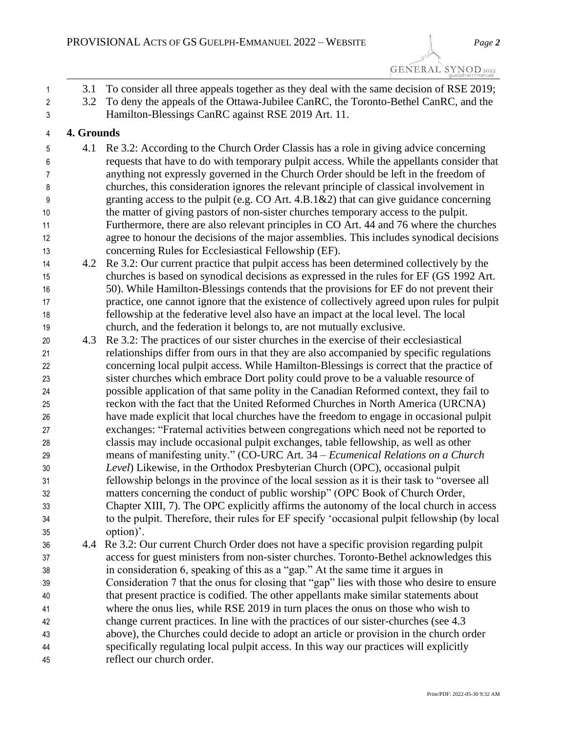3.1 To consider all three appeals together as they deal with the same decision of RSE 2019;

3.2 To deny the appeals of the Ottawa-Jubilee CanRC, the Toronto-Bethel CanRC, and the Hamilton-Blessings CanRC against RSE 2019 Art. 11.

**4. Grounds**

4.1 Re 3.2: According to the Church Order Classis has a role in giving advice concerning requests that have to do with temporary pulpit access. While the appellants consider that anything not expressly governed in the Church Order should be left in the freedom of churches, this consideration ignores the relevant principle of classical involvement in granting access to the pulpit (e.g. CO Art. 4.B.1&2) that can give guidance concerning the matter of giving pastors of non-sister churches temporary access to the pulpit. Furthermore, there are also relevant principles in CO Art. 44 and 76 where the churches agree to honour the decisions of the major assemblies. This includes synodical decisions concerning Rules for Ecclesiastical Fellowship (EF).

4.2 Re 3.2: Our current practice that pulpit access has been determined collectively by the churches is based on synodical decisions as expressed in the rules for EF (GS 1992 Art. 50). While Hamilton-Blessings contends that the provisions for EF do not prevent their practice, one cannot ignore that the existence of collectively agreed upon rules for pulpit fellowship at the federative level also have an impact at the local level. The local church, and the federation it belongs to, are not mutually exclusive.

4.3 Re 3.2: The practices of our sister churches in the exercise of their ecclesiastical relationships differ from ours in that they are also accompanied by specific regulations concerning local pulpit access. While Hamilton-Blessings is correct that the practice of sister churches which embrace Dort polity could prove to be a valuable resource of possible application of that same polity in the Canadian Reformed context, they fail to reckon with the fact that the United Reformed Churches in North America (URCNA) have made explicit that local churches have the freedom to engage in occasional pulpit exchanges: "Fraternal activities between congregations which need not be reported to classis may include occasional pulpit exchanges, table fellowship, as well as other means of manifesting unity." (CO-URC Art. 34 – *Ecumenical Relations on a Church Level*) Likewise, in the Orthodox Presbyterian Church (OPC), occasional pulpit fellowship belongs in the province of the local session as it is their task to "oversee all matters concerning the conduct of public worship" (OPC Book of Church Order, Chapter XIII, 7). The OPC explicitly affirms the autonomy of the local church in access to the pulpit. Therefore, their rules for EF specify 'occasional pulpit fellowship (by local option)'.

4.4 Re 3.2: Our current Church Order does not have a specific provision regarding pulpit access for guest ministers from non-sister churches. Toronto-Bethel acknowledges this in consideration 6, speaking of this as a "gap." At the same time it argues in Consideration 7 that the onus for closing that "gap" lies with those who desire to ensure that present practice is codified. The other appellants make similar statements about where the onus lies, while RSE 2019 in turn places the onus on those who wish to change current practices. In line with the practices of our sister-churches (see 4.3 above), the Churches could decide to adopt an article or provision in the church order specifically regulating local pulpit access. In this way our practices will explicitly reflect our church order.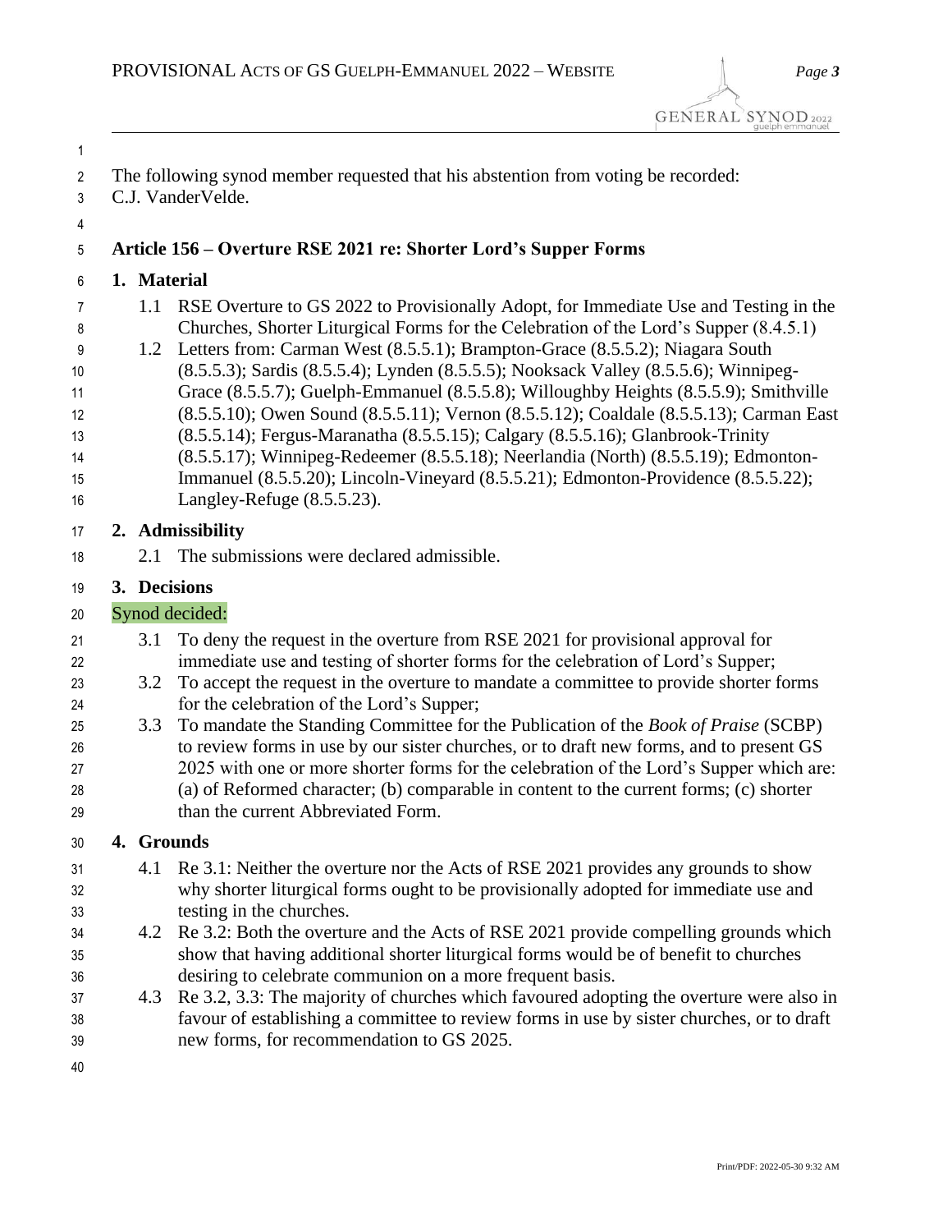The following synod member requested that his abstention from voting be recorded: C.J. VanderVelde.

### Article 156 – Overture RSE 2021 re: Shorter Lord's Supper Forms

**1. Material**

1.1 RSE Overture to GS 2022 to Provisionally Adopt, for Immediate Use and Testing in the Churches, Shorter Liturgical Forms for the Celebration of the Lord's Supper (8.4.5.1)

1.2 Letters from: Carman West (8.5.5.1); Brampton-Grace (8.5.5.2); Niagara South (8.5.5.3); Sardis (8.5.5.4); Lynden (8.5.5.5); Nooksack Valley (8.5.5.6); Winnipeg-Grace (8.5.5.7); Guelph-Emmanuel (8.5.5.8); Willoughby Heights (8.5.5.9); Smithville (8.5.5.10); Owen Sound (8.5.5.11); Vernon (8.5.5.12); Coaldale (8.5.5.13); Carman East (8.5.5.14); Fergus-Maranatha (8.5.5.15); Calgary (8.5.5.16); Glanbrook-Trinity (8.5.5.17); Winnipeg-Redeemer (8.5.5.18); Neerlandia (North) (8.5.5.19); Edmonton-Immanuel (8.5.5.20); Lincoln-Vineyard (8.5.5.21); Edmonton-Providence (8.5.5.22); Langley-Refuge (8.5.5.23).

**2. Admissibility**

2.1 The submissions were declared admissible.

**3. Decisions**

Synod decided:

3.1 To deny the request in the overture from RSE 2021 for provisional approval for immediate use and testing of shorter forms for the celebration of Lord's Supper;

3.2 To accept the request in the overture to mandate a committee to provide shorter forms for the celebration of the Lord's Supper;

3.3 To mandate the Standing Committee for the Publication of the *Book of Praise* (SCBP) to review forms in use by our sister churches, or to draft new forms, and to present GS 2025 with one or more shorter forms for the celebration of the Lord's Supper which are: (a) of Reformed character; (b) comparable in content to the current forms; (c) shorter than the current Abbreviated Form.

**4. Grounds**

4.1 Re 3.1: Neither the overture nor the Acts of RSE 2021 provides any grounds to show why shorter liturgical forms ought to be provisionally adopted for immediate use and testing in the churches.

4.2 Re 3.2: Both the overture and the Acts of RSE 2021 provide compelling grounds which show that having additional shorter liturgical forms would be of benefit to churches desiring to celebrate communion on a more frequent basis.

4.3 Re 3.2, 3.3: The majority of churches which favoured adopting the overture were also in favour of establishing a committee to review forms in use by sister churches, or to draft new forms, for recommendation to GS 2025.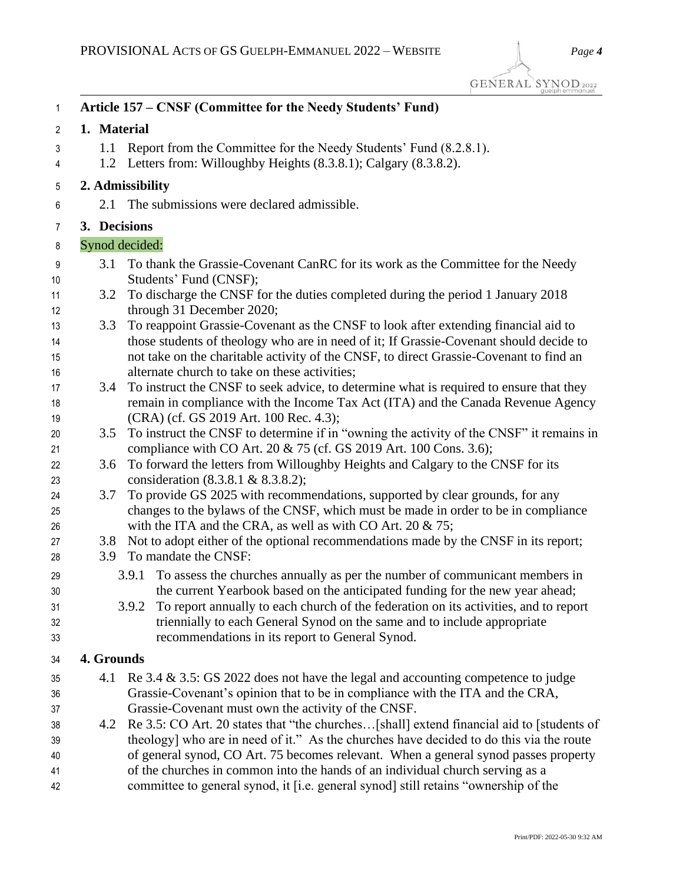## Article 157 – CNSF (Committee for the Needy Students' Fund)

### 1. Material

1.1 Report from the Committee for the Needy Students' Fund (8.2.8.1).
1.2 Letters from: Willoughby Heights (8.3.8.1); Calgary (8.3.8.2).

### 2. Admissibility

2.1 The submissions were declared admissible.

### 3. Decisions

Synod decided:

3.1 To thank the Grassie-Covenant CanRC for its work as the Committee for the Needy Students' Fund (CNSF);
3.2 To discharge the CNSF for the duties completed during the period 1 January 2018 through 31 December 2020;
3.3 To reappoint Grassie-Covenant as the CNSF to look after extending financial aid to those students of theology who are in need of it; If Grassie-Covenant should decide to not take on the charitable activity of the CNSF, to direct Grassie-Covenant to find an alternate church to take on these activities;
3.4 To instruct the CNSF to seek advice, to determine what is required to ensure that they remain in compliance with the Income Tax Act (ITA) and the Canada Revenue Agency (CRA) (cf. GS 2019 Art. 100 Rec. 4.3);
3.5 To instruct the CNSF to determine if in "owning the activity of the CNSF" it remains in compliance with CO Art. 20 & 75 (cf. GS 2019 Art. 100 Cons. 3.6);
3.6 To forward the letters from Willoughby Heights and Calgary to the CNSF for its consideration (8.3.8.1 & 8.3.8.2);
3.7 To provide GS 2025 with recommendations, supported by clear grounds, for any changes to the bylaws of the CNSF, which must be made in order to be in compliance with the ITA and the CRA, as well as with CO Art. 20 & 75;
3.8 Not to adopt either of the optional recommendations made by the CNSF in its report;
3.9 To mandate the CNSF:

3.9.1 To assess the churches annually as per the number of communicant members in the current Yearbook based on the anticipated funding for the new year ahead;
3.9.2 To report annually to each church of the federation on its activities, and to report triennially to each General Synod on the same and to include appropriate recommendations in its report to General Synod.

### 4. Grounds

4.1 Re 3.4 & 3.5: GS 2022 does not have the legal and accounting competence to judge Grassie-Covenant's opinion that to be in compliance with the ITA and the CRA, Grassie-Covenant must own the activity of the CNSF.
4.2 Re 3.5: CO Art. 20 states that "the churches…[shall] extend financial aid to [students of theology] who are in need of it." As the churches have decided to do this via the route of general synod, CO Art. 75 becomes relevant. When a general synod passes property of the churches in common into the hands of an individual church serving as a committee to general synod, it [i.e. general synod] still retains "ownership of the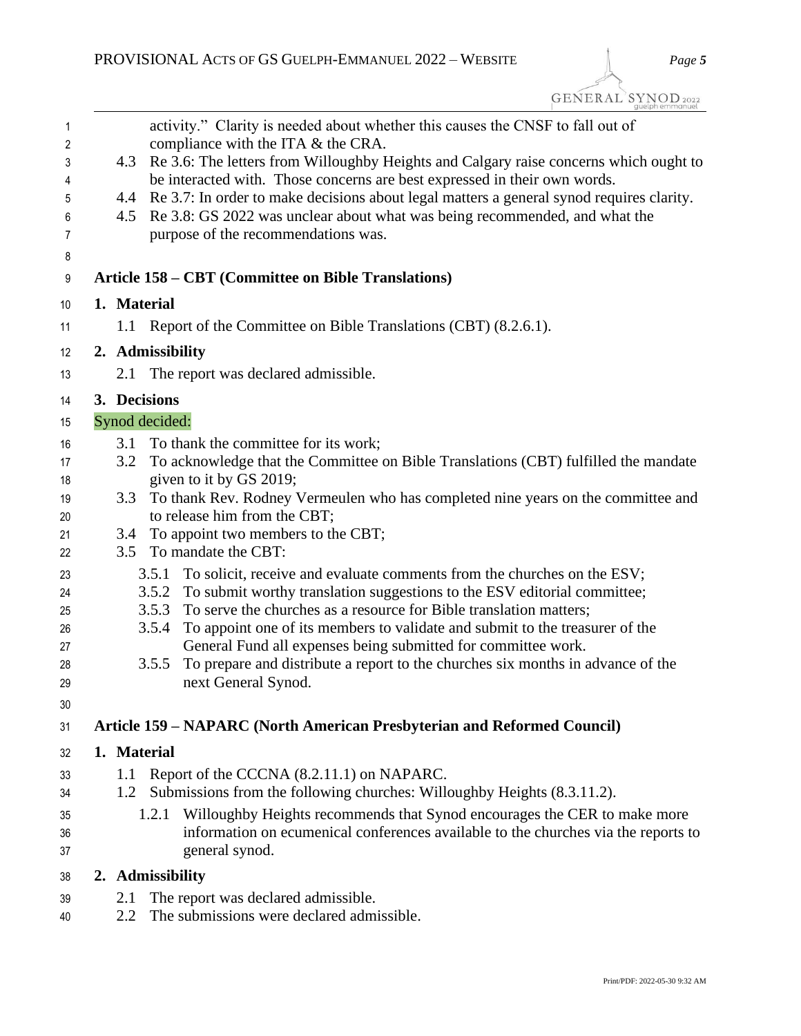activity." Clarity is needed about whether this causes the CNSF to fall out of compliance with the ITA & the CRA.

4.3 Re 3.6: The letters from Willoughby Heights and Calgary raise concerns which ought to be interacted with. Those concerns are best expressed in their own words.

4.4 Re 3.7: In order to make decisions about legal matters a general synod requires clarity.

4.5 Re 3.8: GS 2022 was unclear about what was being recommended, and what the purpose of the recommendations was.

## Article 158 – CBT (Committee on Bible Translations)

### 1. Material

1.1 Report of the Committee on Bible Translations (CBT) (8.2.6.1).

### 2. Admissibility

2.1 The report was declared admissible.

### 3. Decisions

Synod decided:

3.1 To thank the committee for its work;

3.2 To acknowledge that the Committee on Bible Translations (CBT) fulfilled the mandate given to it by GS 2019;

3.3 To thank Rev. Rodney Vermeulen who has completed nine years on the committee and to release him from the CBT;

3.4 To appoint two members to the CBT;

3.5 To mandate the CBT:

- 3.5.1 To solicit, receive and evaluate comments from the churches on the ESV;
- 3.5.2 To submit worthy translation suggestions to the ESV editorial committee;
- 3.5.3 To serve the churches as a resource for Bible translation matters;
- 3.5.4 To appoint one of its members to validate and submit to the treasurer of the General Fund all expenses being submitted for committee work.
- 3.5.5 To prepare and distribute a report to the churches six months in advance of the next General Synod.

## Article 159 – NAPARC (North American Presbyterian and Reformed Council)

### 1. Material

1.1 Report of the CCCNA (8.2.11.1) on NAPARC.

1.2 Submissions from the following churches: Willoughby Heights (8.3.11.2).

- 1.2.1 Willoughby Heights recommends that Synod encourages the CER to make more information on ecumenical conferences available to the churches via the reports to general synod.

### 2. Admissibility

2.1 The report was declared admissible.

2.2 The submissions were declared admissible.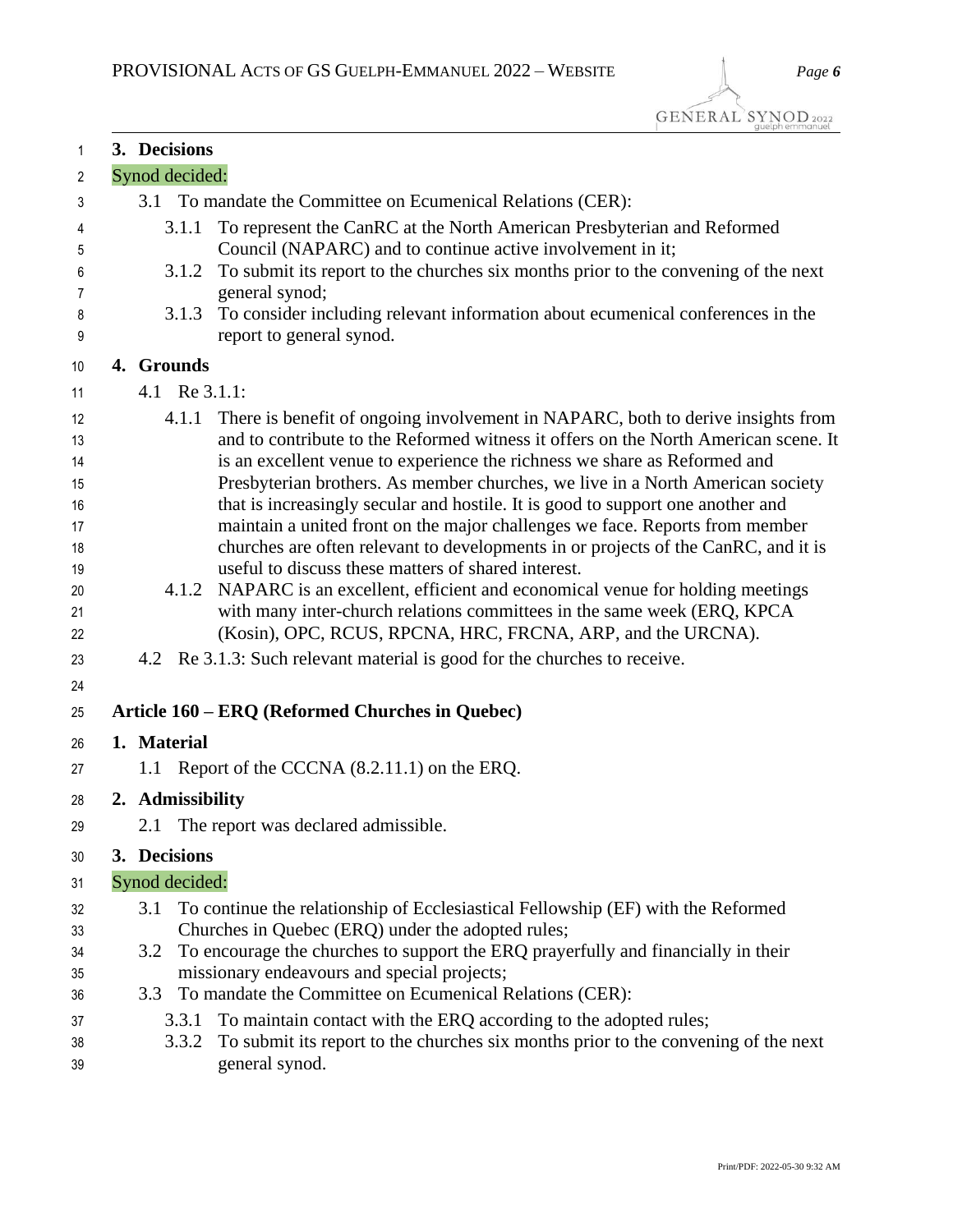### 3. Decisions

Synod decided:

- 3.1 To mandate the Committee on Ecumenical Relations (CER):
  - 3.1.1 To represent the CanRC at the North American Presbyterian and Reformed Council (NAPARC) and to continue active involvement in it;
  - 3.1.2 To submit its report to the churches six months prior to the convening of the next general synod;
  - 3.1.3 To consider including relevant information about ecumenical conferences in the report to general synod.

### 4. Grounds

- 4.1 Re 3.1.1:
  - 4.1.1 There is benefit of ongoing involvement in NAPARC, both to derive insights from and to contribute to the Reformed witness it offers on the North American scene. It is an excellent venue to experience the richness we share as Reformed and Presbyterian brothers. As member churches, we live in a North American society that is increasingly secular and hostile. It is good to support one another and maintain a united front on the major challenges we face. Reports from member churches are often relevant to developments in or projects of the CanRC, and it is useful to discuss these matters of shared interest.
  - 4.1.2 NAPARC is an excellent, efficient and economical venue for holding meetings with many inter-church relations committees in the same week (ERQ, KPCA (Kosin), OPC, RCUS, RPCNA, HRC, FRCNA, ARP, and the URCNA).
- 4.2 Re 3.1.3: Such relevant material is good for the churches to receive.

## Article 160 – ERQ (Reformed Churches in Quebec)

### 1. Material

- 1.1 Report of the CCCNA (8.2.11.1) on the ERQ.

### 2. Admissibility

- 2.1 The report was declared admissible.

### 3. Decisions

Synod decided:

- 3.1 To continue the relationship of Ecclesiastical Fellowship (EF) with the Reformed Churches in Quebec (ERQ) under the adopted rules;
- 3.2 To encourage the churches to support the ERQ prayerfully and financially in their missionary endeavours and special projects;
- 3.3 To mandate the Committee on Ecumenical Relations (CER):
  - 3.3.1 To maintain contact with the ERQ according to the adopted rules;
  - 3.3.2 To submit its report to the churches six months prior to the convening of the next general synod.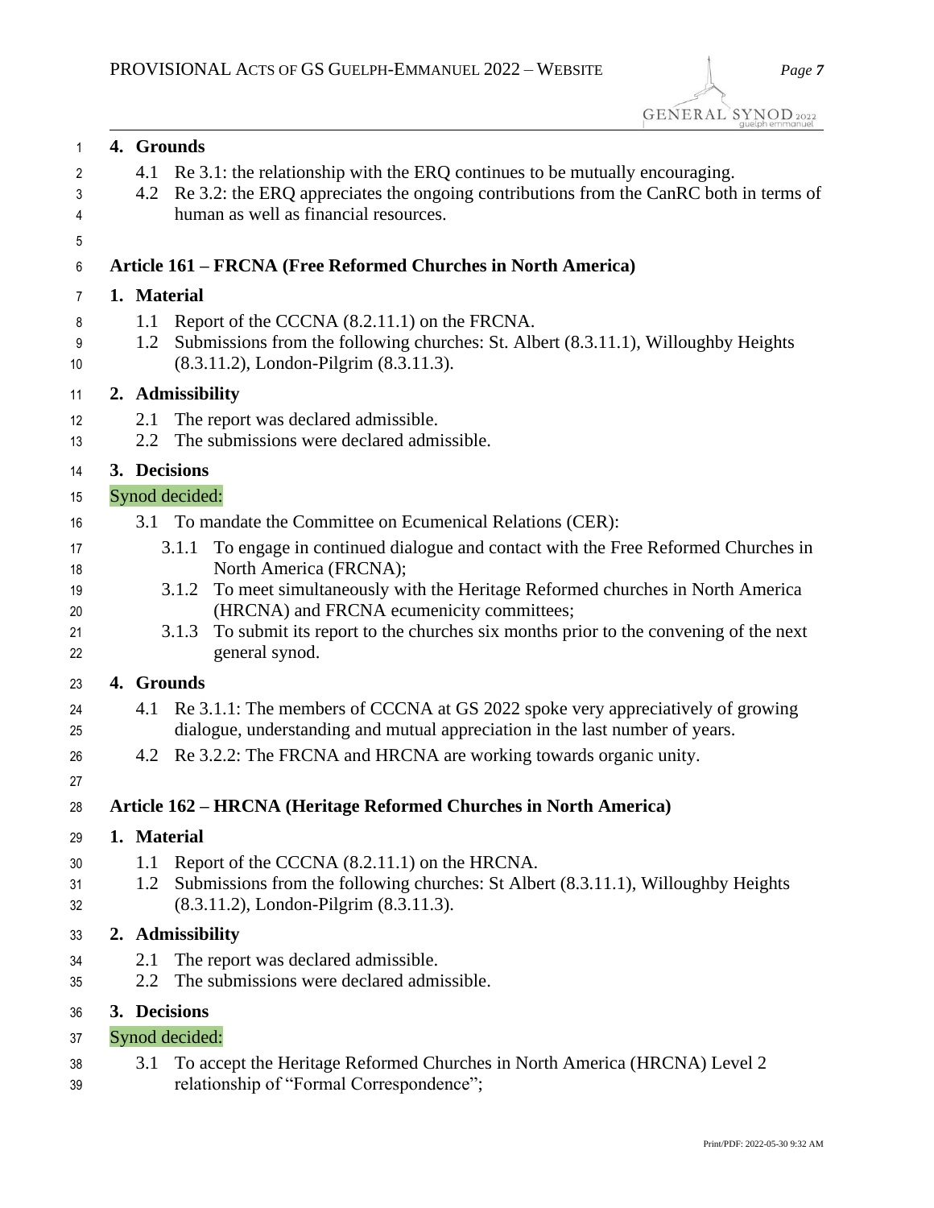**4. Grounds**

4.1 Re 3.1: the relationship with the ERQ continues to be mutually encouraging.

4.2 Re 3.2: the ERQ appreciates the ongoing contributions from the CanRC both in terms of human as well as financial resources.

### Article 161 – FRCNA (Free Reformed Churches in North America)

**1. Material**

1.1 Report of the CCCNA (8.2.11.1) on the FRCNA.

1.2 Submissions from the following churches: St. Albert (8.3.11.1), Willoughby Heights (8.3.11.2), London-Pilgrim (8.3.11.3).

**2. Admissibility**

2.1 The report was declared admissible.

2.2 The submissions were declared admissible.

**3. Decisions**

Synod decided:

3.1 To mandate the Committee on Ecumenical Relations (CER):

- 3.1.1 To engage in continued dialogue and contact with the Free Reformed Churches in North America (FRCNA);
- 3.1.2 To meet simultaneously with the Heritage Reformed churches in North America (HRCNA) and FRCNA ecumenicity committees;
- 3.1.3 To submit its report to the churches six months prior to the convening of the next general synod.

**4. Grounds**

4.1 Re 3.1.1: The members of CCCNA at GS 2022 spoke very appreciatively of growing dialogue, understanding and mutual appreciation in the last number of years.

4.2 Re 3.2.2: The FRCNA and HRCNA are working towards organic unity.

### Article 162 – HRCNA (Heritage Reformed Churches in North America)

**1. Material**

1.1 Report of the CCCNA (8.2.11.1) on the HRCNA.

1.2 Submissions from the following churches: St Albert (8.3.11.1), Willoughby Heights (8.3.11.2), London-Pilgrim (8.3.11.3).

**2. Admissibility**

2.1 The report was declared admissible.

2.2 The submissions were declared admissible.

**3. Decisions**

Synod decided:

3.1 To accept the Heritage Reformed Churches in North America (HRCNA) Level 2 relationship of "Formal Correspondence";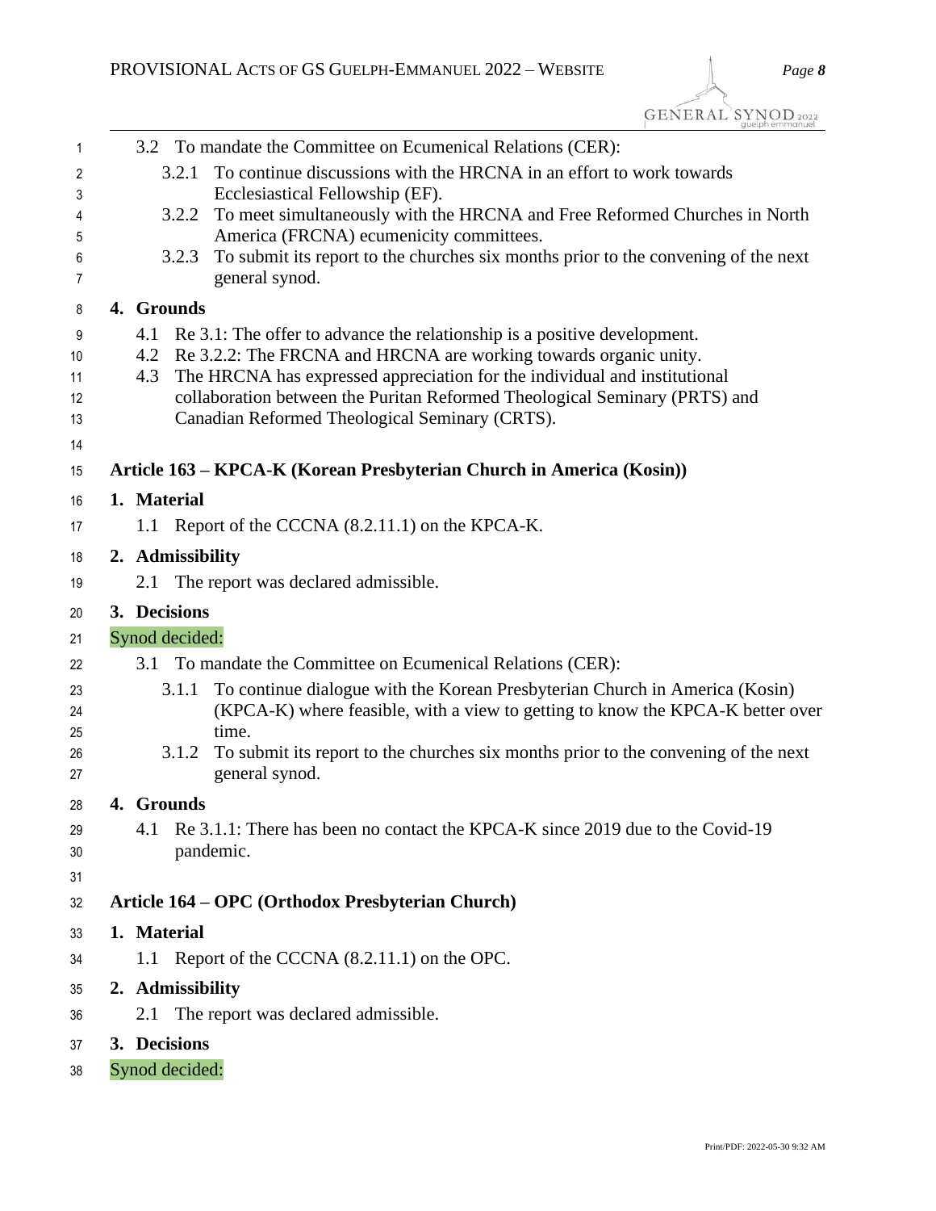3.2 To mandate the Committee on Ecumenical Relations (CER):

   3.2.1 To continue discussions with the HRCNA in an effort to work towards Ecclesiastical Fellowship (EF).

   3.2.2 To meet simultaneously with the HRCNA and Free Reformed Churches in North America (FRCNA) ecumenicity committees.

   3.2.3 To submit its report to the churches six months prior to the convening of the next general synod.

**4. Grounds**

4.1 Re 3.1: The offer to advance the relationship is a positive development.

4.2 Re 3.2.2: The FRCNA and HRCNA are working towards organic unity.

4.3 The HRCNA has expressed appreciation for the individual and institutional collaboration between the Puritan Reformed Theological Seminary (PRTS) and Canadian Reformed Theological Seminary (CRTS).

## Article 163 – KPCA-K (Korean Presbyterian Church in America (Kosin))

**1. Material**

1.1 Report of the CCCNA (8.2.11.1) on the KPCA-K.

**2. Admissibility**

2.1 The report was declared admissible.

**3. Decisions**

Synod decided:

3.1 To mandate the Committee on Ecumenical Relations (CER):

   3.1.1 To continue dialogue with the Korean Presbyterian Church in America (Kosin) (KPCA-K) where feasible, with a view to getting to know the KPCA-K better over time.

   3.1.2 To submit its report to the churches six months prior to the convening of the next general synod.

**4. Grounds**

4.1 Re 3.1.1: There has been no contact the KPCA-K since 2019 due to the Covid-19 pandemic.

## Article 164 – OPC (Orthodox Presbyterian Church)

**1. Material**

1.1 Report of the CCCNA (8.2.11.1) on the OPC.

**2. Admissibility**

2.1 The report was declared admissible.

**3. Decisions**

Synod decided: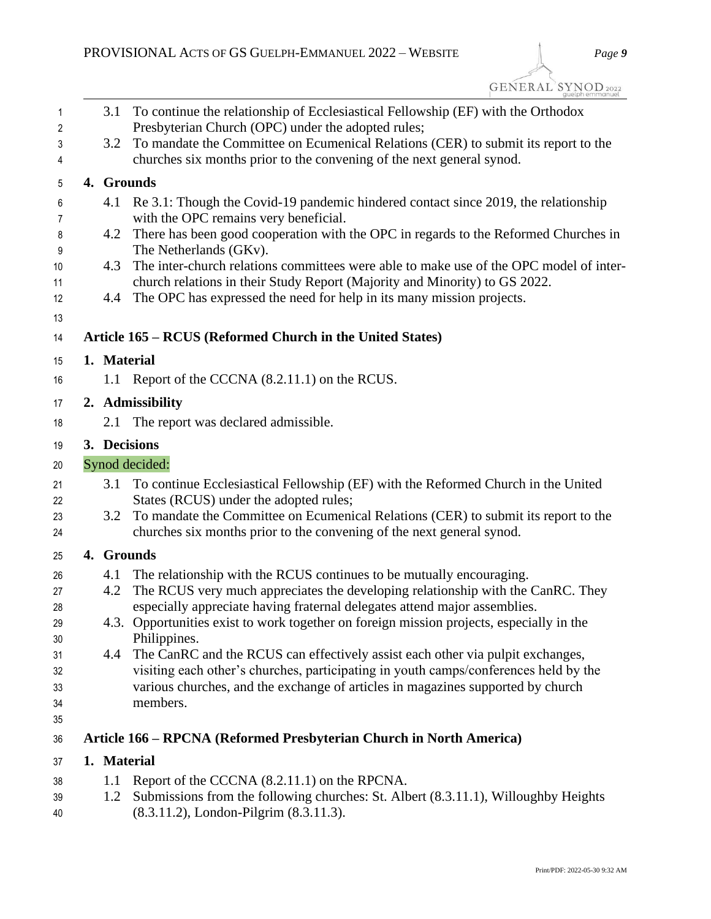3.1 To continue the relationship of Ecclesiastical Fellowship (EF) with the Orthodox Presbyterian Church (OPC) under the adopted rules;

3.2 To mandate the Committee on Ecumenical Relations (CER) to submit its report to the churches six months prior to the convening of the next general synod.

**4. Grounds**

4.1 Re 3.1: Though the Covid-19 pandemic hindered contact since 2019, the relationship with the OPC remains very beneficial.

4.2 There has been good cooperation with the OPC in regards to the Reformed Churches in The Netherlands (GKv).

4.3 The inter-church relations committees were able to make use of the OPC model of inter-church relations in their Study Report (Majority and Minority) to GS 2022.

4.4 The OPC has expressed the need for help in its many mission projects.

## Article 165 – RCUS (Reformed Church in the United States)

**1. Material**

1.1 Report of the CCCNA (8.2.11.1) on the RCUS.

**2. Admissibility**

2.1 The report was declared admissible.

**3. Decisions**

Synod decided:

3.1 To continue Ecclesiastical Fellowship (EF) with the Reformed Church in the United States (RCUS) under the adopted rules;

3.2 To mandate the Committee on Ecumenical Relations (CER) to submit its report to the churches six months prior to the convening of the next general synod.

**4. Grounds**

4.1 The relationship with the RCUS continues to be mutually encouraging.

4.2 The RCUS very much appreciates the developing relationship with the CanRC. They especially appreciate having fraternal delegates attend major assemblies.

4.3. Opportunities exist to work together on foreign mission projects, especially in the Philippines.

4.4 The CanRC and the RCUS can effectively assist each other via pulpit exchanges, visiting each other's churches, participating in youth camps/conferences held by the various churches, and the exchange of articles in magazines supported by church members.

## Article 166 – RPCNA (Reformed Presbyterian Church in North America)

**1. Material**

1.1 Report of the CCCNA (8.2.11.1) on the RPCNA.

1.2 Submissions from the following churches: St. Albert (8.3.11.1), Willoughby Heights (8.3.11.2), London-Pilgrim (8.3.11.3).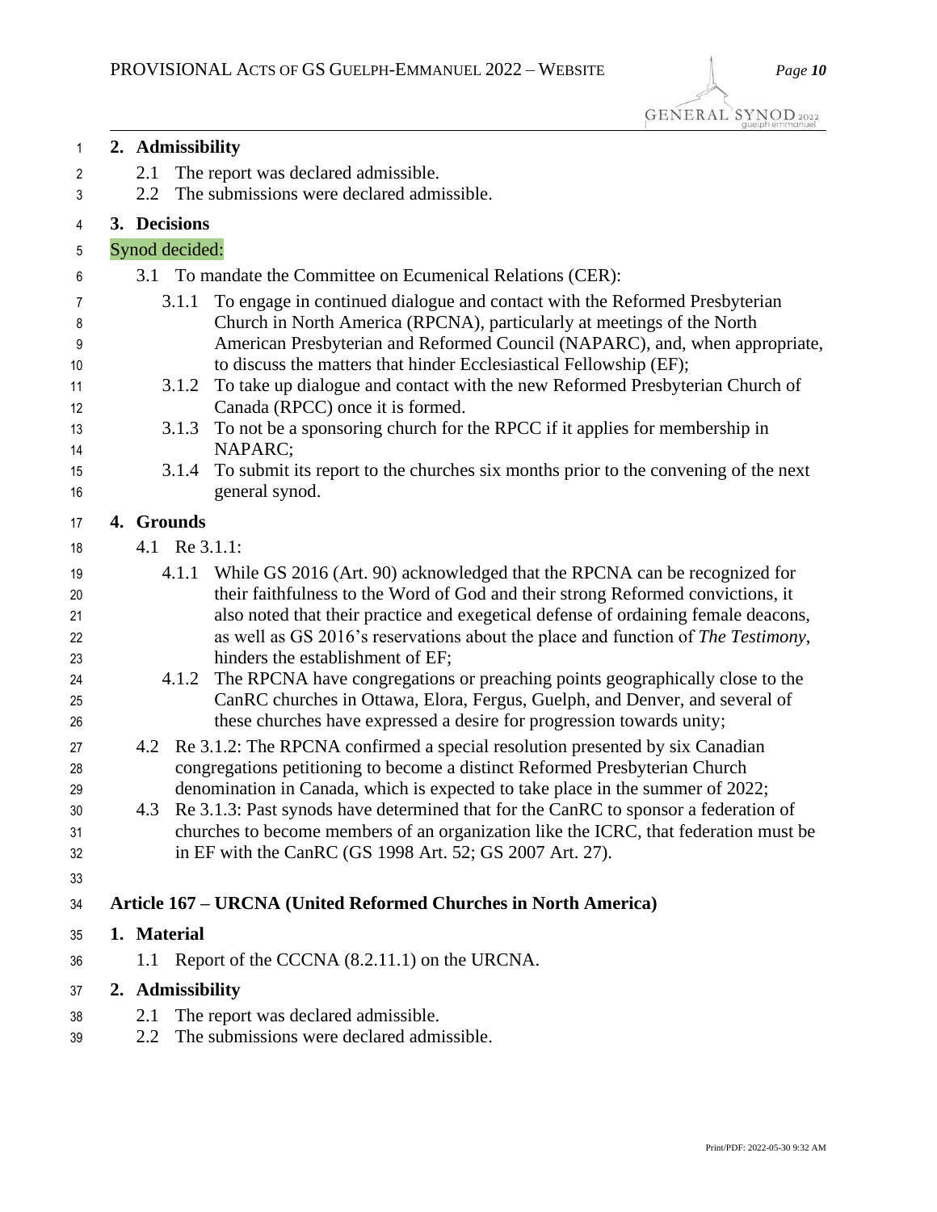**2. Admissibility**

2.1 The report was declared admissible.
2.2 The submissions were declared admissible.

**3. Decisions**

Synod decided:

3.1 To mandate the Committee on Ecumenical Relations (CER):

3.1.1 To engage in continued dialogue and contact with the Reformed Presbyterian Church in North America (RPCNA), particularly at meetings of the North American Presbyterian and Reformed Council (NAPARC), and, when appropriate, to discuss the matters that hinder Ecclesiastical Fellowship (EF);
3.1.2 To take up dialogue and contact with the new Reformed Presbyterian Church of Canada (RPCC) once it is formed.
3.1.3 To not be a sponsoring church for the RPCC if it applies for membership in NAPARC;
3.1.4 To submit its report to the churches six months prior to the convening of the next general synod.

**4. Grounds**

4.1 Re 3.1.1:

4.1.1 While GS 2016 (Art. 90) acknowledged that the RPCNA can be recognized for their faithfulness to the Word of God and their strong Reformed convictions, it also noted that their practice and exegetical defense of ordaining female deacons, as well as GS 2016's reservations about the place and function of *The Testimony*, hinders the establishment of EF;
4.1.2 The RPCNA have congregations or preaching points geographically close to the CanRC churches in Ottawa, Elora, Fergus, Guelph, and Denver, and several of these churches have expressed a desire for progression towards unity;

4.2 Re 3.1.2: The RPCNA confirmed a special resolution presented by six Canadian congregations petitioning to become a distinct Reformed Presbyterian Church denomination in Canada, which is expected to take place in the summer of 2022;
4.3 Re 3.1.3: Past synods have determined that for the CanRC to sponsor a federation of churches to become members of an organization like the ICRC, that federation must be in EF with the CanRC (GS 1998 Art. 52; GS 2007 Art. 27).

## Article 167 – URCNA (United Reformed Churches in North America)

**1. Material**

1.1 Report of the CCCNA (8.2.11.1) on the URCNA.

**2. Admissibility**

2.1 The report was declared admissible.
2.2 The submissions were declared admissible.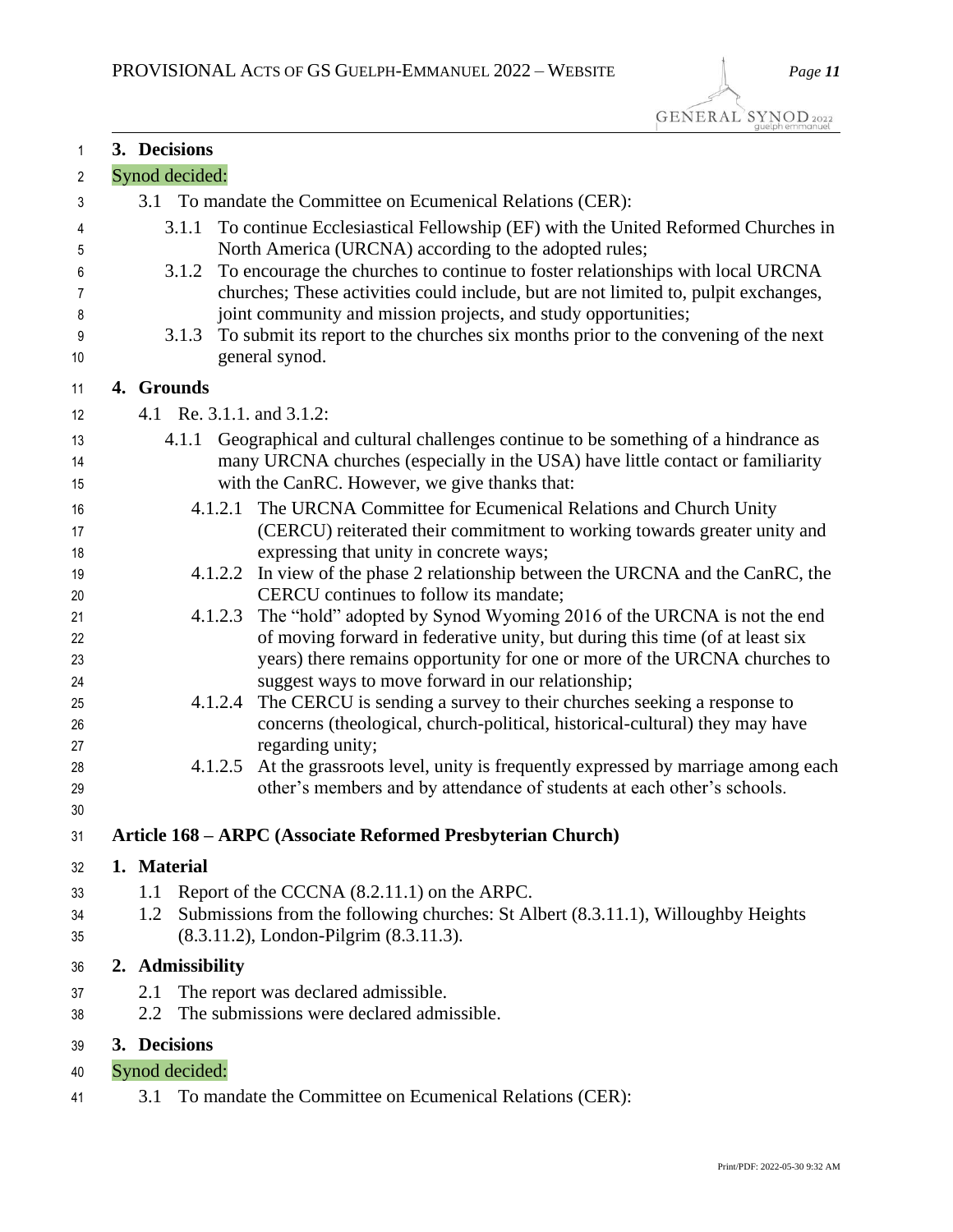**3. Decisions**

Synod decided:

3.1 To mandate the Committee on Ecumenical Relations (CER):

3.1.1 To continue Ecclesiastical Fellowship (EF) with the United Reformed Churches in North America (URCNA) according to the adopted rules;

3.1.2 To encourage the churches to continue to foster relationships with local URCNA churches; These activities could include, but are not limited to, pulpit exchanges, joint community and mission projects, and study opportunities;

3.1.3 To submit its report to the churches six months prior to the convening of the next general synod.

**4. Grounds**

4.1 Re. 3.1.1. and 3.1.2:

4.1.1 Geographical and cultural challenges continue to be something of a hindrance as many URCNA churches (especially in the USA) have little contact or familiarity with the CanRC. However, we give thanks that:

4.1.2.1 The URCNA Committee for Ecumenical Relations and Church Unity (CERCU) reiterated their commitment to working towards greater unity and expressing that unity in concrete ways;

4.1.2.2 In view of the phase 2 relationship between the URCNA and the CanRC, the CERCU continues to follow its mandate;

4.1.2.3 The "hold" adopted by Synod Wyoming 2016 of the URCNA is not the end of moving forward in federative unity, but during this time (of at least six years) there remains opportunity for one or more of the URCNA churches to suggest ways to move forward in our relationship;

4.1.2.4 The CERCU is sending a survey to their churches seeking a response to concerns (theological, church-political, historical-cultural) they may have regarding unity;

4.1.2.5 At the grassroots level, unity is frequently expressed by marriage among each other's members and by attendance of students at each other's schools.

## Article 168 – ARPC (Associate Reformed Presbyterian Church)

**1. Material**

1.1 Report of the CCCNA (8.2.11.1) on the ARPC.

1.2 Submissions from the following churches: St Albert (8.3.11.1), Willoughby Heights (8.3.11.2), London-Pilgrim (8.3.11.3).

**2. Admissibility**

2.1 The report was declared admissible.

2.2 The submissions were declared admissible.

**3. Decisions**

Synod decided:

3.1 To mandate the Committee on Ecumenical Relations (CER):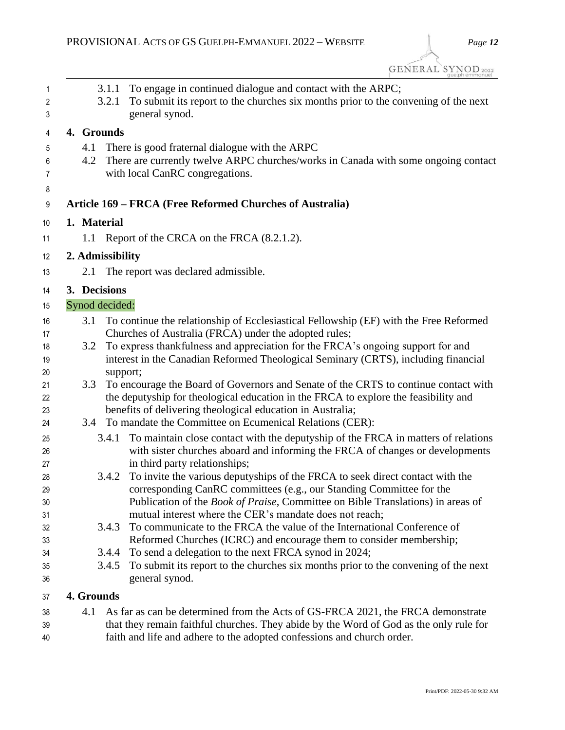3.1.1 To engage in continued dialogue and contact with the ARPC;

3.2.1 To submit its report to the churches six months prior to the convening of the next general synod.

**4. Grounds**

4.1 There is good fraternal dialogue with the ARPC

4.2 There are currently twelve ARPC churches/works in Canada with some ongoing contact with local CanRC congregations.

### Article 169 – FRCA (Free Reformed Churches of Australia)

**1. Material**

1.1 Report of the CRCA on the FRCA (8.2.1.2).

**2. Admissibility**

2.1 The report was declared admissible.

**3. Decisions**

Synod decided:

3.1 To continue the relationship of Ecclesiastical Fellowship (EF) with the Free Reformed Churches of Australia (FRCA) under the adopted rules;

3.2 To express thankfulness and appreciation for the FRCA's ongoing support for and interest in the Canadian Reformed Theological Seminary (CRTS), including financial support;

3.3 To encourage the Board of Governors and Senate of the CRTS to continue contact with the deputyship for theological education in the FRCA to explore the feasibility and benefits of delivering theological education in Australia;

3.4 To mandate the Committee on Ecumenical Relations (CER):

3.4.1 To maintain close contact with the deputyship of the FRCA in matters of relations with sister churches aboard and informing the FRCA of changes or developments in third party relationships;

3.4.2 To invite the various deputyships of the FRCA to seek direct contact with the corresponding CanRC committees (e.g., our Standing Committee for the Publication of the *Book of Praise*, Committee on Bible Translations) in areas of mutual interest where the CER's mandate does not reach;

3.4.3 To communicate to the FRCA the value of the International Conference of Reformed Churches (ICRC) and encourage them to consider membership;

3.4.4 To send a delegation to the next FRCA synod in 2024;

3.4.5 To submit its report to the churches six months prior to the convening of the next general synod.

**4. Grounds**

4.1 As far as can be determined from the Acts of GS-FRCA 2021, the FRCA demonstrate that they remain faithful churches. They abide by the Word of God as the only rule for faith and life and adhere to the adopted confessions and church order.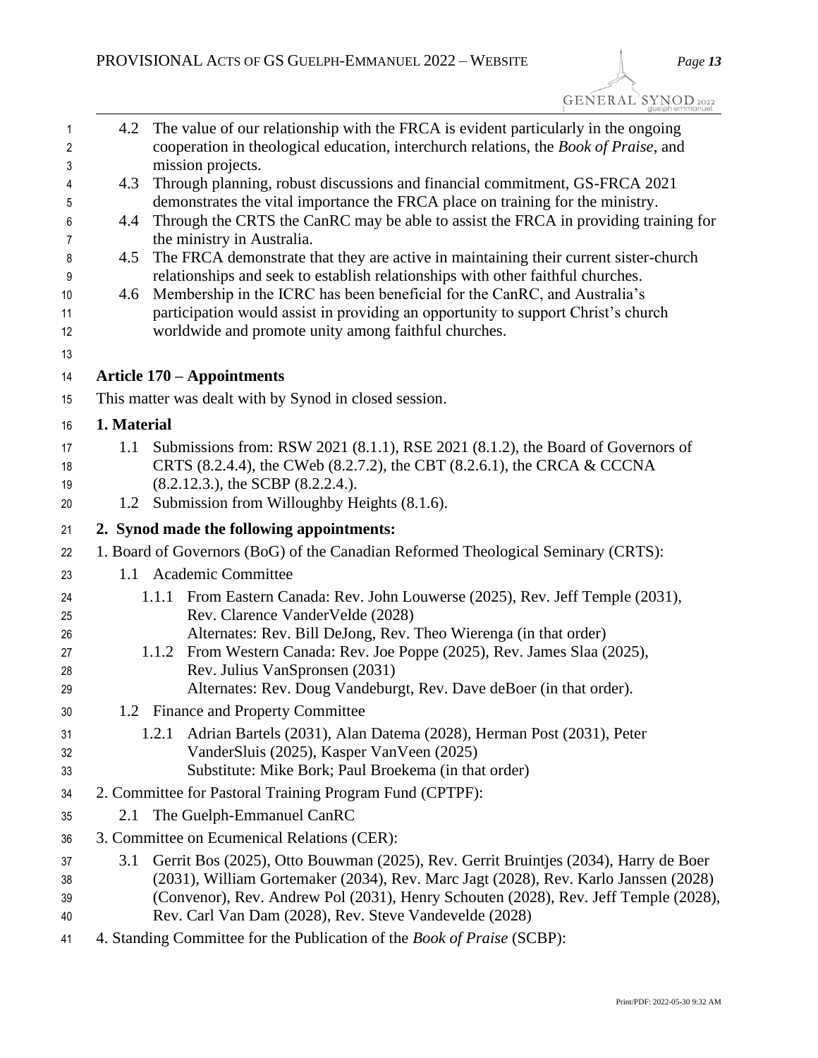4.2 The value of our relationship with the FRCA is evident particularly in the ongoing cooperation in theological education, interchurch relations, the *Book of Praise*, and mission projects.

4.3 Through planning, robust discussions and financial commitment, GS-FRCA 2021 demonstrates the vital importance the FRCA place on training for the ministry.

4.4 Through the CRTS the CanRC may be able to assist the FRCA in providing training for the ministry in Australia.

4.5 The FRCA demonstrate that they are active in maintaining their current sister-church relationships and seek to establish relationships with other faithful churches.

4.6 Membership in the ICRC has been beneficial for the CanRC, and Australia's participation would assist in providing an opportunity to support Christ's church worldwide and promote unity among faithful churches.

## Article 170 – Appointments

This matter was dealt with by Synod in closed session.

### 1. Material

1.1 Submissions from: RSW 2021 (8.1.1), RSE 2021 (8.1.2), the Board of Governors of CRTS (8.2.4.4), the CWeb (8.2.7.2), the CBT (8.2.6.1), the CRCA & CCCNA (8.2.12.3.), the SCBP (8.2.2.4.).

1.2 Submission from Willoughby Heights (8.1.6).

### 2. Synod made the following appointments:

1. Board of Governors (BoG) of the Canadian Reformed Theological Seminary (CRTS):

   1.1 Academic Committee

      1.1.1 From Eastern Canada: Rev. John Louwerse (2025), Rev. Jeff Temple (2031), Rev. Clarence VanderVelde (2028)
      Alternates: Rev. Bill DeJong, Rev. Theo Wierenga (in that order)

      1.1.2 From Western Canada: Rev. Joe Poppe (2025), Rev. James Slaa (2025), Rev. Julius VanSpronsen (2031)
      Alternates: Rev. Doug Vandeburgt, Rev. Dave deBoer (in that order).

   1.2 Finance and Property Committee

      1.2.1 Adrian Bartels (2031), Alan Datema (2028), Herman Post (2031), Peter VanderSluis (2025), Kasper VanVeen (2025)
      Substitute: Mike Bork; Paul Broekema (in that order)

2. Committee for Pastoral Training Program Fund (CPTPF):

   2.1 The Guelph-Emmanuel CanRC

3. Committee on Ecumenical Relations (CER):

   3.1 Gerrit Bos (2025), Otto Bouwman (2025), Rev. Gerrit Bruintjes (2034), Harry de Boer (2031), William Gortemaker (2034), Rev. Marc Jagt (2028), Rev. Karlo Janssen (2028) (Convenor), Rev. Andrew Pol (2031), Henry Schouten (2028), Rev. Jeff Temple (2028), Rev. Carl Van Dam (2028), Rev. Steve Vandevelde (2028)

4. Standing Committee for the Publication of the *Book of Praise* (SCBP):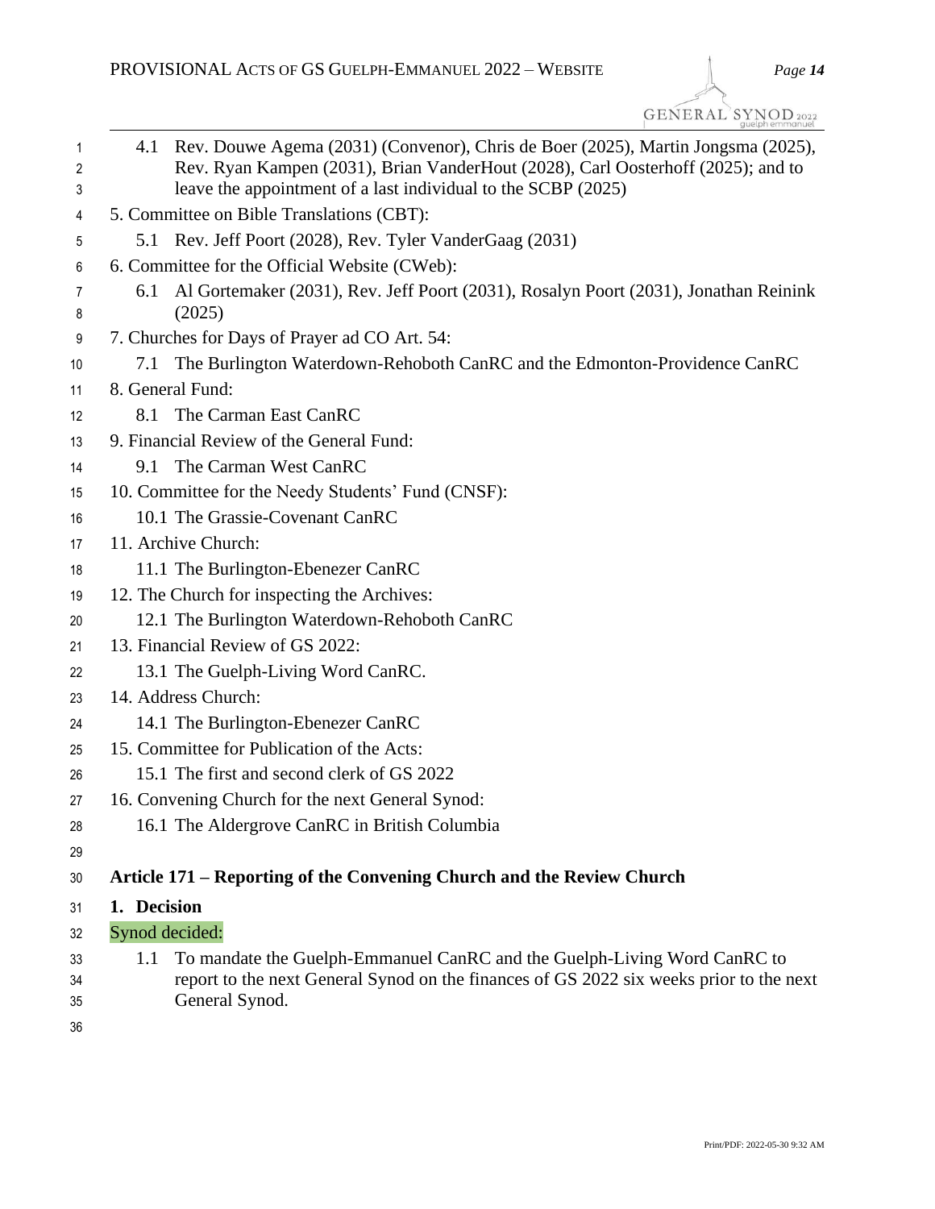4.1 Rev. Douwe Agema (2031) (Convenor), Chris de Boer (2025), Martin Jongsma (2025), Rev. Ryan Kampen (2031), Brian VanderHout (2028), Carl Oosterhoff (2025); and to leave the appointment of a last individual to the SCBP (2025)

5. Committee on Bible Translations (CBT):

5.1 Rev. Jeff Poort (2028), Rev. Tyler VanderGaag (2031)

6. Committee for the Official Website (CWeb):

6.1 Al Gortemaker (2031), Rev. Jeff Poort (2031), Rosalyn Poort (2031), Jonathan Reinink (2025)

7. Churches for Days of Prayer ad CO Art. 54:

7.1 The Burlington Waterdown-Rehoboth CanRC and the Edmonton-Providence CanRC

8. General Fund:

8.1 The Carman East CanRC

9. Financial Review of the General Fund:

9.1 The Carman West CanRC

10. Committee for the Needy Students' Fund (CNSF):

10.1 The Grassie-Covenant CanRC

11. Archive Church:

11.1 The Burlington-Ebenezer CanRC

12. The Church for inspecting the Archives:

12.1 The Burlington Waterdown-Rehoboth CanRC

13. Financial Review of GS 2022:

13.1 The Guelph-Living Word CanRC.

14. Address Church:

14.1 The Burlington-Ebenezer CanRC

15. Committee for Publication of the Acts:

15.1 The first and second clerk of GS 2022

16. Convening Church for the next General Synod:

16.1 The Aldergrove CanRC in British Columbia

### Article 171 – Reporting of the Convening Church and the Review Church

**1. Decision**

Synod decided:

1.1 To mandate the Guelph-Emmanuel CanRC and the Guelph-Living Word CanRC to report to the next General Synod on the finances of GS 2022 six weeks prior to the next General Synod.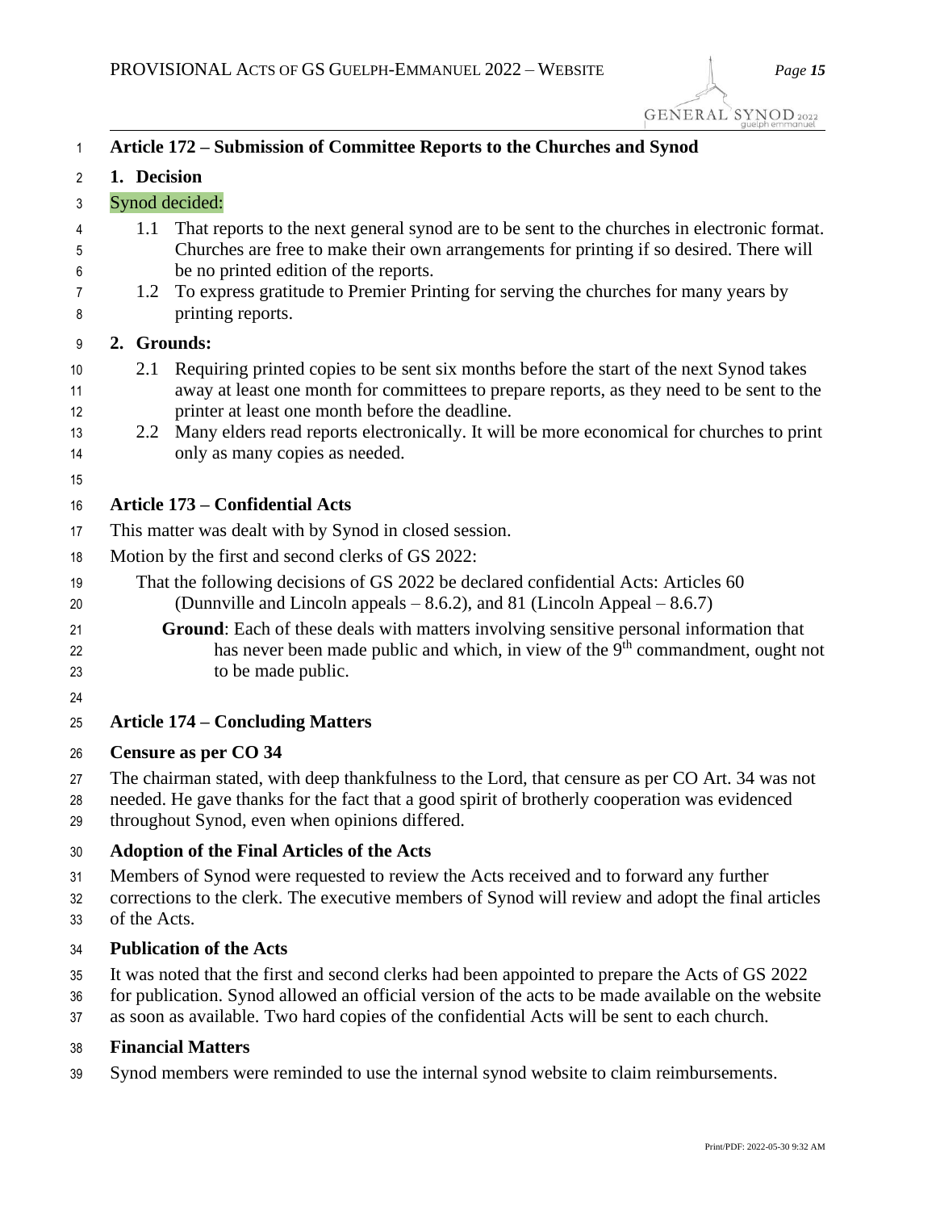## Article 172 – Submission of Committee Reports to the Churches and Synod

**1. Decision**

Synod decided:

1.1 That reports to the next general synod are to be sent to the churches in electronic format. Churches are free to make their own arrangements for printing if so desired. There will be no printed edition of the reports.

1.2 To express gratitude to Premier Printing for serving the churches for many years by printing reports.

**2. Grounds:**

2.1 Requiring printed copies to be sent six months before the start of the next Synod takes away at least one month for committees to prepare reports, as they need to be sent to the printer at least one month before the deadline.

2.2 Many elders read reports electronically. It will be more economical for churches to print only as many copies as needed.

## Article 173 – Confidential Acts

This matter was dealt with by Synod in closed session.

Motion by the first and second clerks of GS 2022:

That the following decisions of GS 2022 be declared confidential Acts: Articles 60 (Dunnville and Lincoln appeals – 8.6.2), and 81 (Lincoln Appeal – 8.6.7)

**Ground**: Each of these deals with matters involving sensitive personal information that has never been made public and which, in view of the 9th commandment, ought not to be made public.

## Article 174 – Concluding Matters

**Censure as per CO 34**

The chairman stated, with deep thankfulness to the Lord, that censure as per CO Art. 34 was not needed. He gave thanks for the fact that a good spirit of brotherly cooperation was evidenced throughout Synod, even when opinions differed.

**Adoption of the Final Articles of the Acts**

Members of Synod were requested to review the Acts received and to forward any further corrections to the clerk. The executive members of Synod will review and adopt the final articles of the Acts.

**Publication of the Acts**

It was noted that the first and second clerks had been appointed to prepare the Acts of GS 2022 for publication. Synod allowed an official version of the acts to be made available on the website as soon as available. Two hard copies of the confidential Acts will be sent to each church.

**Financial Matters**

Synod members were reminded to use the internal synod website to claim reimbursements.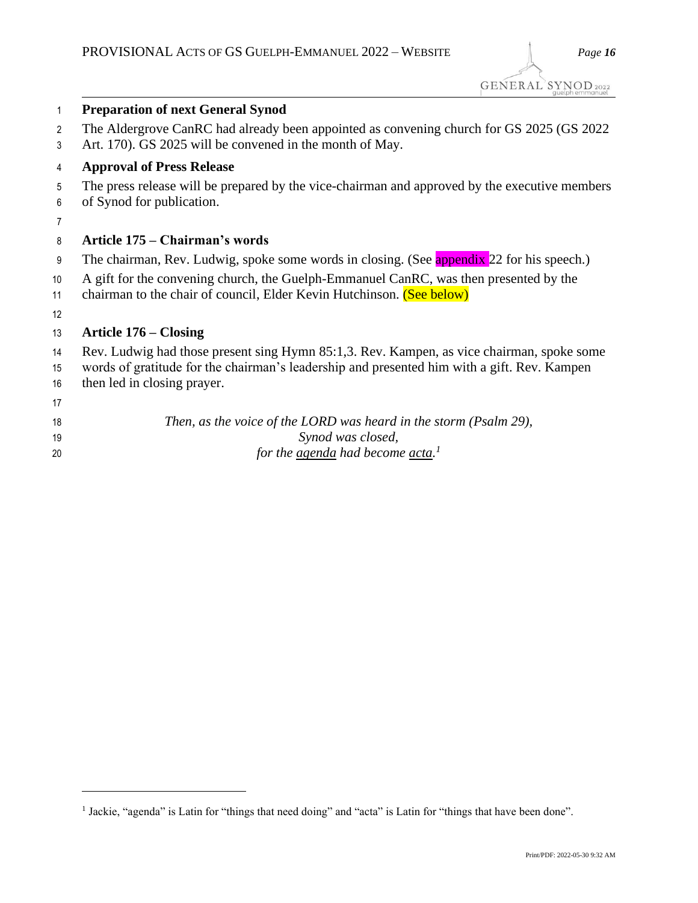**Preparation of next General Synod**

The Aldergrove CanRC had already been appointed as convening church for GS 2025 (GS 2022 Art. 170). GS 2025 will be convened in the month of May.

**Approval of Press Release**

The press release will be prepared by the vice-chairman and approved by the executive members of Synod for publication.

## Article 175 – Chairman's words

The chairman, Rev. Ludwig, spoke some words in closing. (See appendix 22 for his speech.)

A gift for the convening church, the Guelph-Emmanuel CanRC, was then presented by the chairman to the chair of council, Elder Kevin Hutchinson. (See below)

## Article 176 – Closing

Rev. Ludwig had those present sing Hymn 85:1,3. Rev. Kampen, as vice chairman, spoke some words of gratitude for the chairman's leadership and presented him with a gift. Rev. Kampen then led in closing prayer.

*Then, as the voice of the LORD was heard in the storm (Psalm 29),*
*Synod was closed,*
*for the agenda had become acta.*[1]

[1] Jackie, "agenda" is Latin for "things that need doing" and "acta" is Latin for "things that have been done".